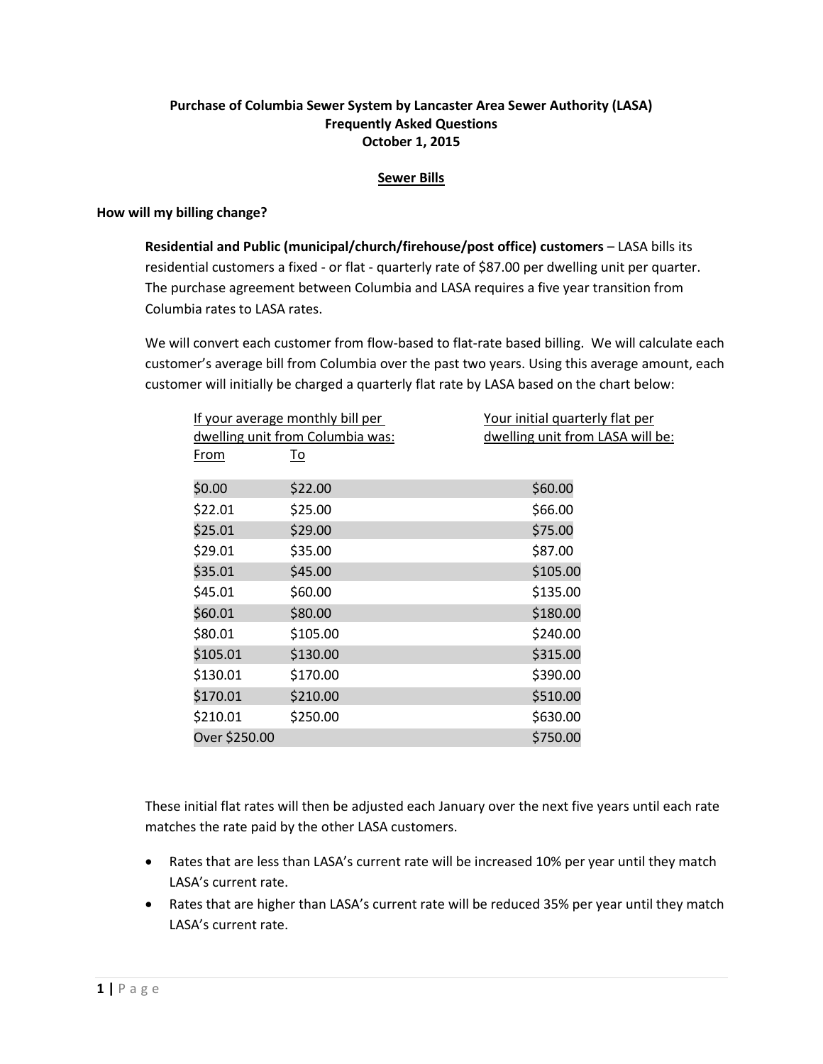# Purchase of Columbia Sewer System by Lancaster Area Sewer Authority (LASA)
## Frequently Asked Questions
### October 1, 2015

## Sewer Bills

**How will my billing change?**

**Residential and Public (municipal/church/firehouse/post office) customers** – LASA bills its residential customers a fixed - or flat - quarterly rate of $87.00 per dwelling unit per quarter. The purchase agreement between Columbia and LASA requires a five year transition from Columbia rates to LASA rates.

We will convert each customer from flow-based to flat-rate based billing. We will calculate each customer's average bill from Columbia over the past two years. Using this average amount, each customer will initially be charged a quarterly flat rate by LASA based on the chart below:

| If your average monthly bill per dwelling unit from Columbia was: From | To | Your initial quarterly flat per dwelling unit from LASA will be: |
|---|---|---|
| $0.00 | $22.00 | $60.00 |
| $22.01 | $25.00 | $66.00 |
| $25.01 | $29.00 | $75.00 |
| $29.01 | $35.00 | $87.00 |
| $35.01 | $45.00 | $105.00 |
| $45.01 | $60.00 | $135.00 |
| $60.01 | $80.00 | $180.00 |
| $80.01 | $105.00 | $240.00 |
| $105.01 | $130.00 | $315.00 |
| $130.01 | $170.00 | $390.00 |
| $170.01 | $210.00 | $510.00 |
| $210.01 | $250.00 | $630.00 |
| Over $250.00 | | $750.00 |

These initial flat rates will then be adjusted each January over the next five years until each rate matches the rate paid by the other LASA customers.

- Rates that are less than LASA's current rate will be increased 10% per year until they match LASA's current rate.
- Rates that are higher than LASA's current rate will be reduced 35% per year until they match LASA's current rate.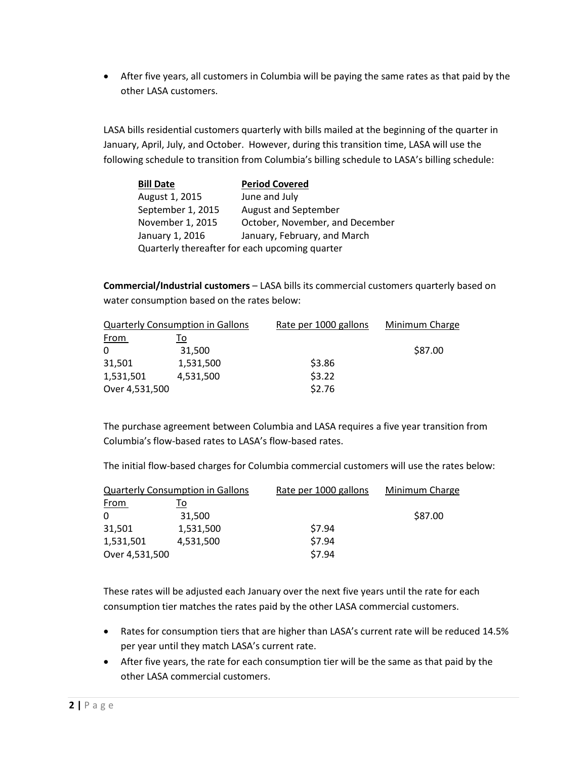- After five years, all customers in Columbia will be paying the same rates as that paid by the other LASA customers.

LASA bills residential customers quarterly with bills mailed at the beginning of the quarter in January, April, July, and October. However, during this transition time, LASA will use the following schedule to transition from Columbia's billing schedule to LASA's billing schedule:

| Bill Date | Period Covered |
| --- | --- |
| August 1, 2015 | June and July |
| September 1, 2015 | August and September |
| November 1, 2015 | October, November, and December |
| January 1, 2016 | January, February, and March |
| Quarterly thereafter for each upcoming quarter | |

**Commercial/Industrial customers** – LASA bills its commercial customers quarterly based on water consumption based on the rates below:

| Quarterly Consumption in Gallons | | Rate per 1000 gallons | Minimum Charge |
| --- | --- | --- | --- |
| From | To | | |
| 0 | 31,500 | | $87.00 |
| 31,501 | 1,531,500 | $3.86 | |
| 1,531,501 | 4,531,500 | $3.22 | |
| Over 4,531,500 | | $2.76 | |

The purchase agreement between Columbia and LASA requires a five year transition from Columbia's flow-based rates to LASA's flow-based rates.

The initial flow-based charges for Columbia commercial customers will use the rates below:

| Quarterly Consumption in Gallons | | Rate per 1000 gallons | Minimum Charge |
| --- | --- | --- | --- |
| From | To | | |
| 0 | 31,500 | | $87.00 |
| 31,501 | 1,531,500 | $7.94 | |
| 1,531,501 | 4,531,500 | $7.94 | |
| Over 4,531,500 | | $7.94 | |

These rates will be adjusted each January over the next five years until the rate for each consumption tier matches the rates paid by the other LASA commercial customers.

- Rates for consumption tiers that are higher than LASA's current rate will be reduced 14.5% per year until they match LASA's current rate.
- After five years, the rate for each consumption tier will be the same as that paid by the other LASA commercial customers.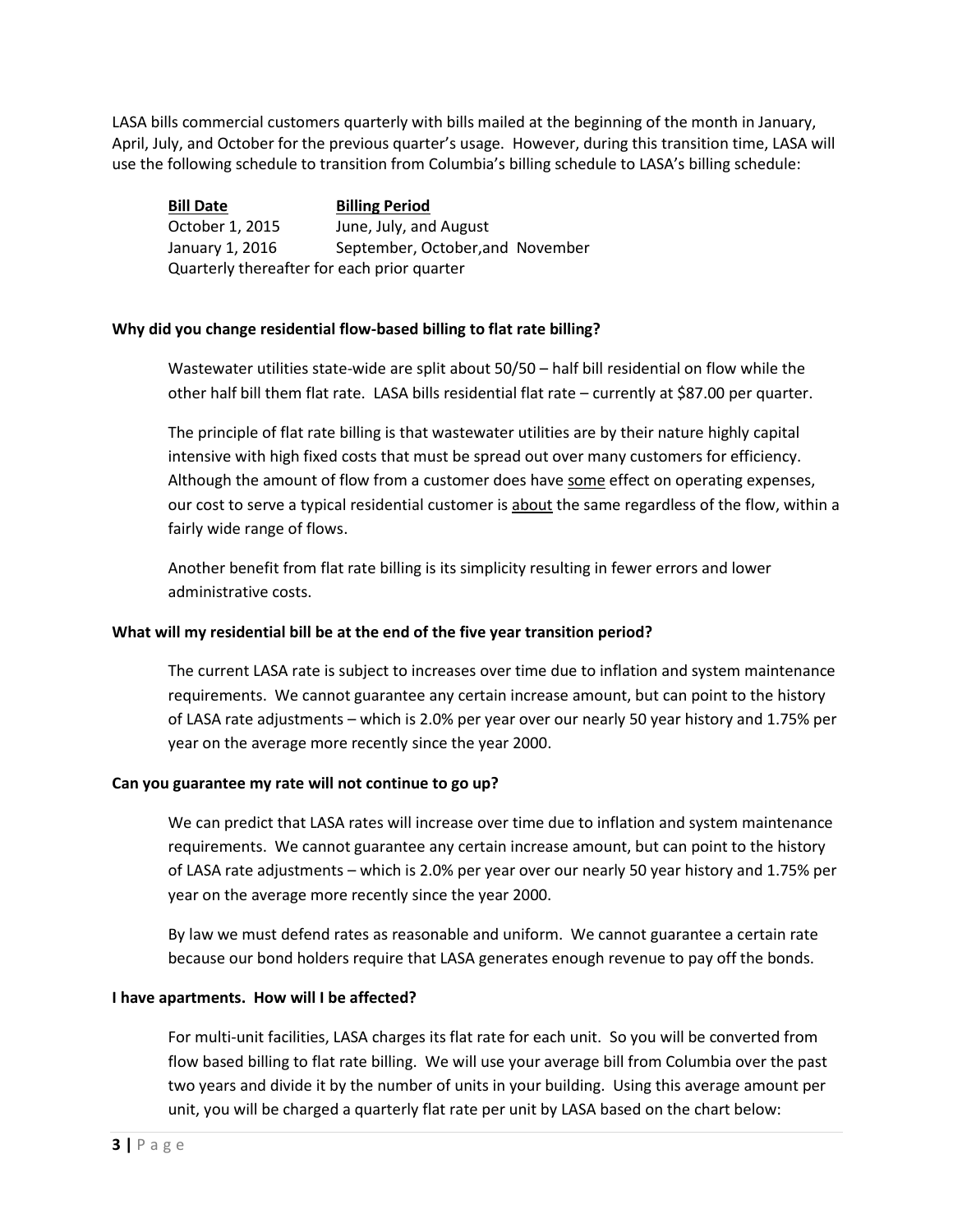LASA bills commercial customers quarterly with bills mailed at the beginning of the month in January, April, July, and October for the previous quarter's usage. However, during this transition time, LASA will use the following schedule to transition from Columbia's billing schedule to LASA's billing schedule:

| Bill Date | Billing Period |
|---|---|
| October 1, 2015 | June, July, and August |
| January 1, 2016 | September, October,and November |

Quarterly thereafter for each prior quarter

**Why did you change residential flow-based billing to flat rate billing?**

Wastewater utilities state-wide are split about 50/50 – half bill residential on flow while the other half bill them flat rate. LASA bills residential flat rate – currently at $87.00 per quarter.

The principle of flat rate billing is that wastewater utilities are by their nature highly capital intensive with high fixed costs that must be spread out over many customers for efficiency. Although the amount of flow from a customer does have <u>some</u> effect on operating expenses, our cost to serve a typical residential customer is <u>about</u> the same regardless of the flow, within a fairly wide range of flows.

Another benefit from flat rate billing is its simplicity resulting in fewer errors and lower administrative costs.

**What will my residential bill be at the end of the five year transition period?**

The current LASA rate is subject to increases over time due to inflation and system maintenance requirements. We cannot guarantee any certain increase amount, but can point to the history of LASA rate adjustments – which is 2.0% per year over our nearly 50 year history and 1.75% per year on the average more recently since the year 2000.

**Can you guarantee my rate will not continue to go up?**

We can predict that LASA rates will increase over time due to inflation and system maintenance requirements. We cannot guarantee any certain increase amount, but can point to the history of LASA rate adjustments – which is 2.0% per year over our nearly 50 year history and 1.75% per year on the average more recently since the year 2000.

By law we must defend rates as reasonable and uniform. We cannot guarantee a certain rate because our bond holders require that LASA generates enough revenue to pay off the bonds.

**I have apartments. How will I be affected?**

For multi-unit facilities, LASA charges its flat rate for each unit. So you will be converted from flow based billing to flat rate billing. We will use your average bill from Columbia over the past two years and divide it by the number of units in your building. Using this average amount per unit, you will be charged a quarterly flat rate per unit by LASA based on the chart below: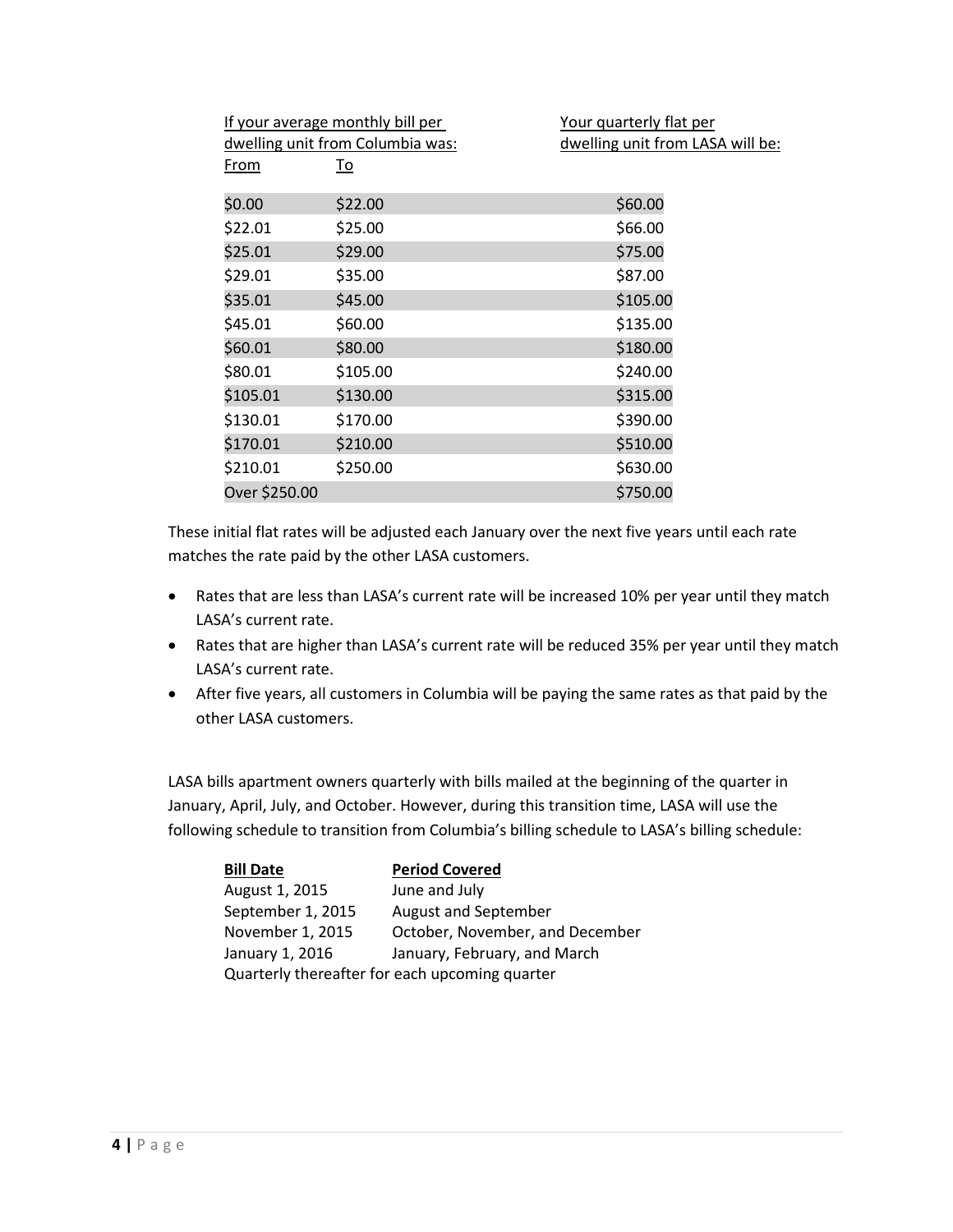| If your average monthly bill per dwelling unit from Columbia was: | | Your quarterly flat per dwelling unit from LASA will be: |
|---|---|---|
| From | To | |
| $0.00 | $22.00 | $60.00 |
| $22.01 | $25.00 | $66.00 |
| $25.01 | $29.00 | $75.00 |
| $29.01 | $35.00 | $87.00 |
| $35.01 | $45.00 | $105.00 |
| $45.01 | $60.00 | $135.00 |
| $60.01 | $80.00 | $180.00 |
| $80.01 | $105.00 | $240.00 |
| $105.01 | $130.00 | $315.00 |
| $130.01 | $170.00 | $390.00 |
| $170.01 | $210.00 | $510.00 |
| $210.01 | $250.00 | $630.00 |
| Over $250.00 | | $750.00 |

These initial flat rates will be adjusted each January over the next five years until each rate matches the rate paid by the other LASA customers.

- Rates that are less than LASA's current rate will be increased 10% per year until they match LASA's current rate.
- Rates that are higher than LASA's current rate will be reduced 35% per year until they match LASA's current rate.
- After five years, all customers in Columbia will be paying the same rates as that paid by the other LASA customers.

LASA bills apartment owners quarterly with bills mailed at the beginning of the quarter in January, April, July, and October. However, during this transition time, LASA will use the following schedule to transition from Columbia's billing schedule to LASA's billing schedule:

| Bill Date | Period Covered |
|---|---|
| August 1, 2015 | June and July |
| September 1, 2015 | August and September |
| November 1, 2015 | October, November, and December |
| January 1, 2016 | January, February, and March |
| Quarterly thereafter for each upcoming quarter | |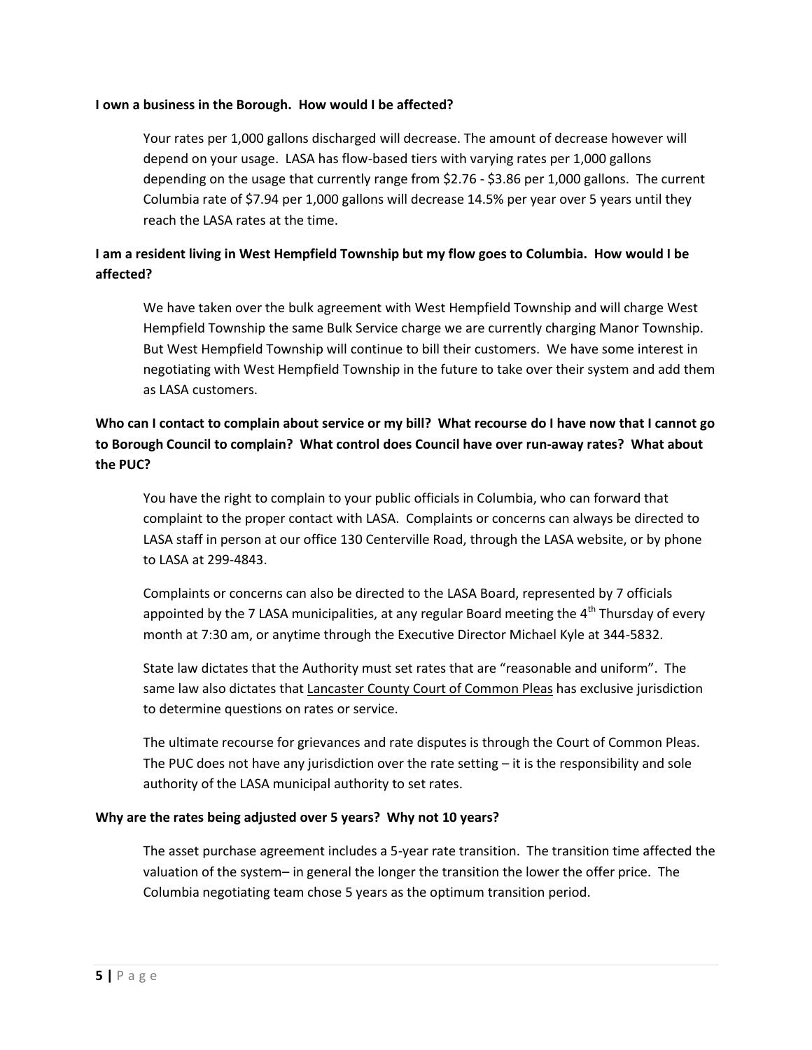**I own a business in the Borough. How would I be affected?**

Your rates per 1,000 gallons discharged will decrease. The amount of decrease however will depend on your usage. LASA has flow-based tiers with varying rates per 1,000 gallons depending on the usage that currently range from $2.76 - $3.86 per 1,000 gallons. The current Columbia rate of $7.94 per 1,000 gallons will decrease 14.5% per year over 5 years until they reach the LASA rates at the time.

**I am a resident living in West Hempfield Township but my flow goes to Columbia. How would I be affected?**

We have taken over the bulk agreement with West Hempfield Township and will charge West Hempfield Township the same Bulk Service charge we are currently charging Manor Township. But West Hempfield Township will continue to bill their customers. We have some interest in negotiating with West Hempfield Township in the future to take over their system and add them as LASA customers.

**Who can I contact to complain about service or my bill? What recourse do I have now that I cannot go to Borough Council to complain? What control does Council have over run-away rates? What about the PUC?**

You have the right to complain to your public officials in Columbia, who can forward that complaint to the proper contact with LASA. Complaints or concerns can always be directed to LASA staff in person at our office 130 Centerville Road, through the LASA website, or by phone to LASA at 299-4843.

Complaints or concerns can also be directed to the LASA Board, represented by 7 officials appointed by the 7 LASA municipalities, at any regular Board meeting the 4th Thursday of every month at 7:30 am, or anytime through the Executive Director Michael Kyle at 344-5832.

State law dictates that the Authority must set rates that are "reasonable and uniform". The same law also dictates that Lancaster County Court of Common Pleas has exclusive jurisdiction to determine questions on rates or service.

The ultimate recourse for grievances and rate disputes is through the Court of Common Pleas. The PUC does not have any jurisdiction over the rate setting – it is the responsibility and sole authority of the LASA municipal authority to set rates.

**Why are the rates being adjusted over 5 years? Why not 10 years?**

The asset purchase agreement includes a 5-year rate transition. The transition time affected the valuation of the system– in general the longer the transition the lower the offer price. The Columbia negotiating team chose 5 years as the optimum transition period.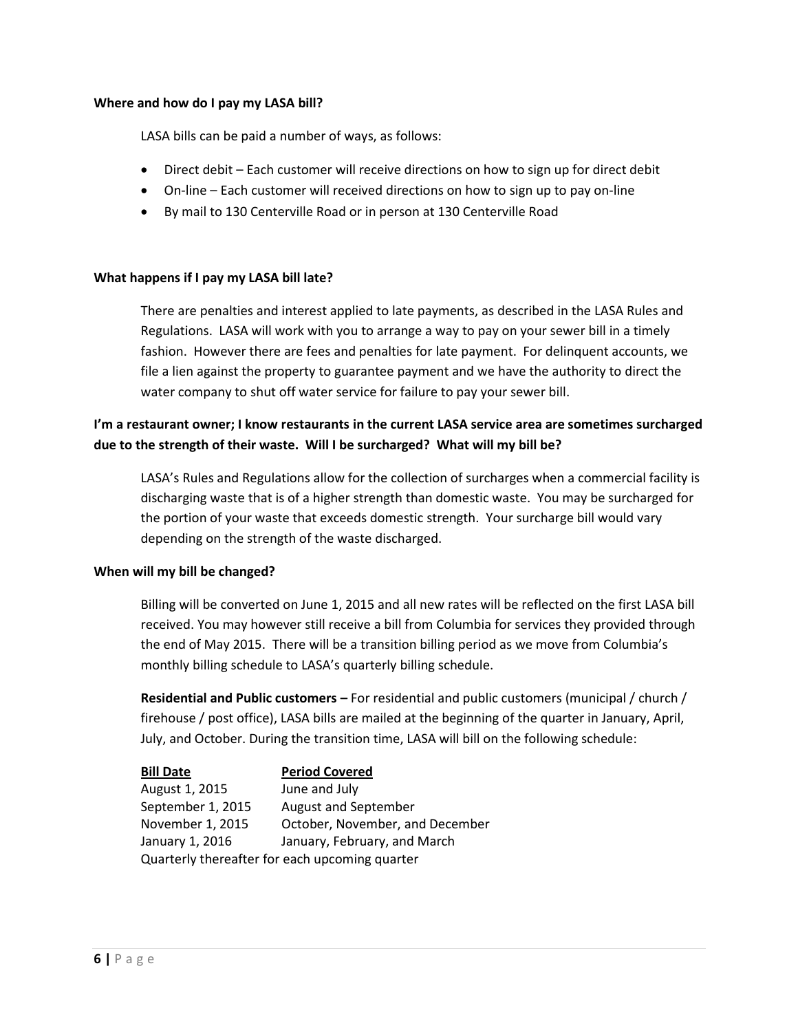**Where and how do I pay my LASA bill?**

LASA bills can be paid a number of ways, as follows:

- Direct debit – Each customer will receive directions on how to sign up for direct debit
- On-line – Each customer will received directions on how to sign up to pay on-line
- By mail to 130 Centerville Road or in person at 130 Centerville Road

**What happens if I pay my LASA bill late?**

There are penalties and interest applied to late payments, as described in the LASA Rules and Regulations. LASA will work with you to arrange a way to pay on your sewer bill in a timely fashion. However there are fees and penalties for late payment. For delinquent accounts, we file a lien against the property to guarantee payment and we have the authority to direct the water company to shut off water service for failure to pay your sewer bill.

**I'm a restaurant owner; I know restaurants in the current LASA service area are sometimes surcharged due to the strength of their waste. Will I be surcharged? What will my bill be?**

LASA's Rules and Regulations allow for the collection of surcharges when a commercial facility is discharging waste that is of a higher strength than domestic waste. You may be surcharged for the portion of your waste that exceeds domestic strength. Your surcharge bill would vary depending on the strength of the waste discharged.

**When will my bill be changed?**

Billing will be converted on June 1, 2015 and all new rates will be reflected on the first LASA bill received. You may however still receive a bill from Columbia for services they provided through the end of May 2015. There will be a transition billing period as we move from Columbia's monthly billing schedule to LASA's quarterly billing schedule.

**Residential and Public customers –** For residential and public customers (municipal / church / firehouse / post office), LASA bills are mailed at the beginning of the quarter in January, April, July, and October. During the transition time, LASA will bill on the following schedule:

| Bill Date | Period Covered |
|---|---|
| August 1, 2015 | June and July |
| September 1, 2015 | August and September |
| November 1, 2015 | October, November, and December |
| January 1, 2016 | January, February, and March |

Quarterly thereafter for each upcoming quarter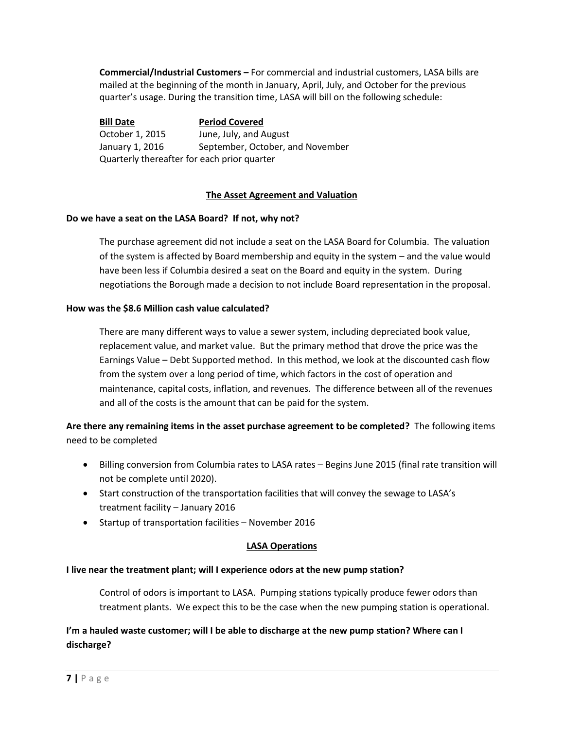**Commercial/Industrial Customers –** For commercial and industrial customers, LASA bills are mailed at the beginning of the month in January, April, July, and October for the previous quarter's usage. During the transition time, LASA will bill on the following schedule:

| Bill Date | Period Covered |
|---|---|
| October 1, 2015 | June, July, and August |
| January 1, 2016 | September, October, and November |

Quarterly thereafter for each prior quarter

## The Asset Agreement and Valuation

**Do we have a seat on the LASA Board? If not, why not?**

The purchase agreement did not include a seat on the LASA Board for Columbia. The valuation of the system is affected by Board membership and equity in the system – and the value would have been less if Columbia desired a seat on the Board and equity in the system. During negotiations the Borough made a decision to not include Board representation in the proposal.

**How was the $8.6 Million cash value calculated?**

There are many different ways to value a sewer system, including depreciated book value, replacement value, and market value. But the primary method that drove the price was the Earnings Value – Debt Supported method. In this method, we look at the discounted cash flow from the system over a long period of time, which factors in the cost of operation and maintenance, capital costs, inflation, and revenues. The difference between all of the revenues and all of the costs is the amount that can be paid for the system.

**Are there any remaining items in the asset purchase agreement to be completed?** The following items need to be completed

- Billing conversion from Columbia rates to LASA rates – Begins June 2015 (final rate transition will not be complete until 2020).
- Start construction of the transportation facilities that will convey the sewage to LASA's treatment facility – January 2016
- Startup of transportation facilities – November 2016

## LASA Operations

**I live near the treatment plant; will I experience odors at the new pump station?**

Control of odors is important to LASA. Pumping stations typically produce fewer odors than treatment plants. We expect this to be the case when the new pumping station is operational.

**I'm a hauled waste customer; will I be able to discharge at the new pump station? Where can I discharge?**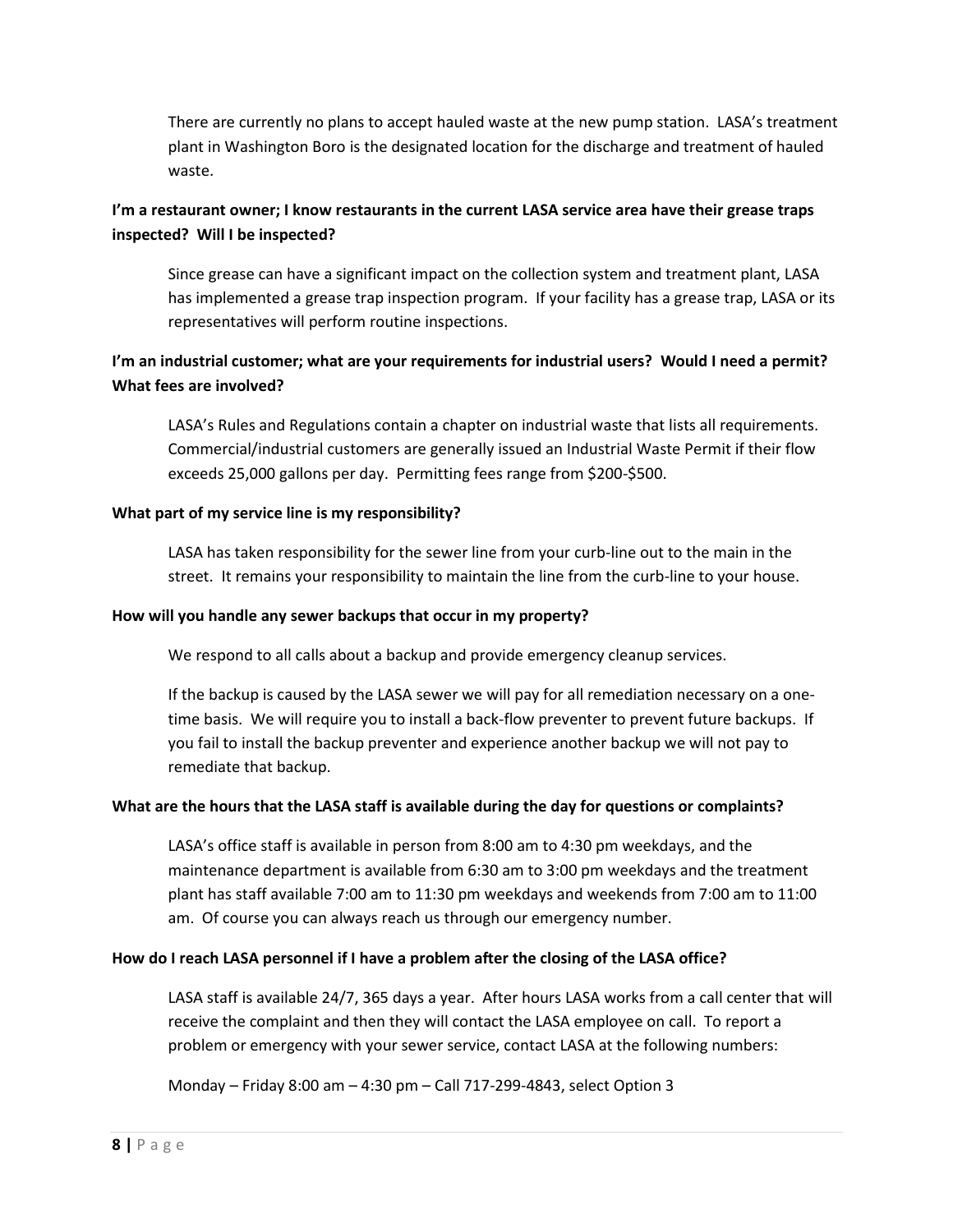There are currently no plans to accept hauled waste at the new pump station. LASA's treatment plant in Washington Boro is the designated location for the discharge and treatment of hauled waste.

**I'm a restaurant owner; I know restaurants in the current LASA service area have their grease traps inspected? Will I be inspected?**

Since grease can have a significant impact on the collection system and treatment plant, LASA has implemented a grease trap inspection program. If your facility has a grease trap, LASA or its representatives will perform routine inspections.

**I'm an industrial customer; what are your requirements for industrial users? Would I need a permit? What fees are involved?**

LASA's Rules and Regulations contain a chapter on industrial waste that lists all requirements. Commercial/industrial customers are generally issued an Industrial Waste Permit if their flow exceeds 25,000 gallons per day. Permitting fees range from $200-$500.

**What part of my service line is my responsibility?**

LASA has taken responsibility for the sewer line from your curb-line out to the main in the street. It remains your responsibility to maintain the line from the curb-line to your house.

**How will you handle any sewer backups that occur in my property?**

We respond to all calls about a backup and provide emergency cleanup services.

If the backup is caused by the LASA sewer we will pay for all remediation necessary on a one-time basis. We will require you to install a back-flow preventer to prevent future backups. If you fail to install the backup preventer and experience another backup we will not pay to remediate that backup.

**What are the hours that the LASA staff is available during the day for questions or complaints?**

LASA's office staff is available in person from 8:00 am to 4:30 pm weekdays, and the maintenance department is available from 6:30 am to 3:00 pm weekdays and the treatment plant has staff available 7:00 am to 11:30 pm weekdays and weekends from 7:00 am to 11:00 am. Of course you can always reach us through our emergency number.

**How do I reach LASA personnel if I have a problem after the closing of the LASA office?**

LASA staff is available 24/7, 365 days a year. After hours LASA works from a call center that will receive the complaint and then they will contact the LASA employee on call. To report a problem or emergency with your sewer service, contact LASA at the following numbers:

Monday – Friday 8:00 am – 4:30 pm – Call 717-299-4843, select Option 3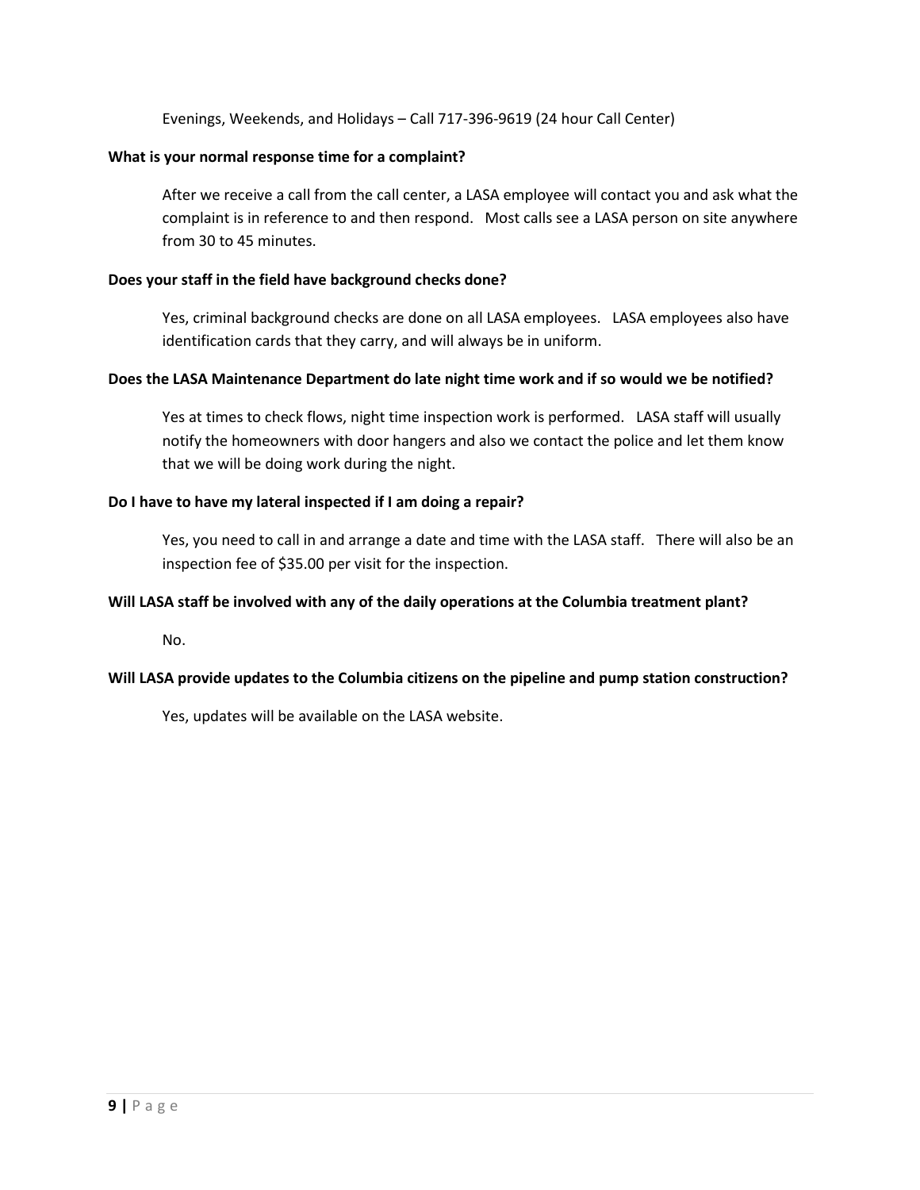Evenings, Weekends, and Holidays – Call 717-396-9619 (24 hour Call Center)

**What is your normal response time for a complaint?**

After we receive a call from the call center, a LASA employee will contact you and ask what the complaint is in reference to and then respond. Most calls see a LASA person on site anywhere from 30 to 45 minutes.

**Does your staff in the field have background checks done?**

Yes, criminal background checks are done on all LASA employees. LASA employees also have identification cards that they carry, and will always be in uniform.

**Does the LASA Maintenance Department do late night time work and if so would we be notified?**

Yes at times to check flows, night time inspection work is performed. LASA staff will usually notify the homeowners with door hangers and also we contact the police and let them know that we will be doing work during the night.

**Do I have to have my lateral inspected if I am doing a repair?**

Yes, you need to call in and arrange a date and time with the LASA staff. There will also be an inspection fee of $35.00 per visit for the inspection.

**Will LASA staff be involved with any of the daily operations at the Columbia treatment plant?**

No.

**Will LASA provide updates to the Columbia citizens on the pipeline and pump station construction?**

Yes, updates will be available on the LASA website.